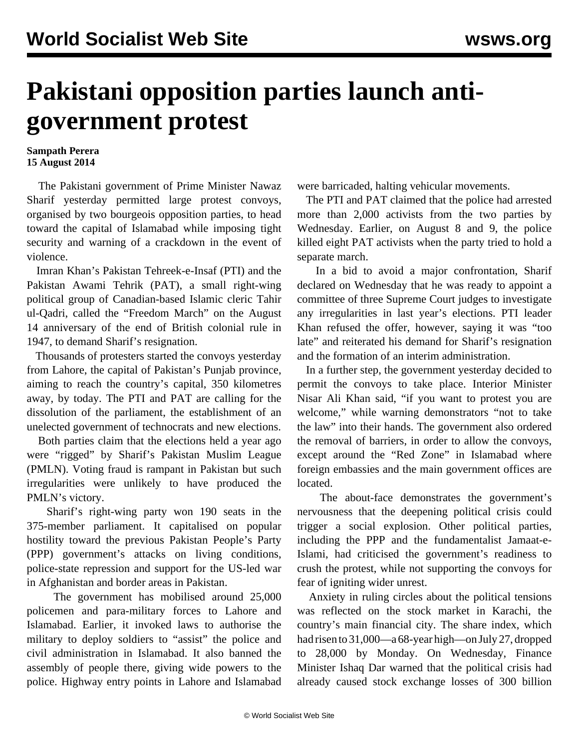# Pakistani opposition parties launch anti-government protest

**Sampath Perera**
**15 August 2014**

The Pakistani government of Prime Minister Nawaz Sharif yesterday permitted large protest convoys, organised by two bourgeois opposition parties, to head toward the capital of Islamabad while imposing tight security and warning of a crackdown in the event of violence.

Imran Khan's Pakistan Tehreek-e-Insaf (PTI) and the Pakistan Awami Tehrik (PAT), a small right-wing political group of Canadian-based Islamic cleric Tahir ul-Qadri, called the "Freedom March" on the August 14 anniversary of the end of British colonial rule in 1947, to demand Sharif's resignation.

Thousands of protesters started the convoys yesterday from Lahore, the capital of Pakistan's Punjab province, aiming to reach the country's capital, 350 kilometres away, by today. The PTI and PAT are calling for the dissolution of the parliament, the establishment of an unelected government of technocrats and new elections.

Both parties claim that the elections held a year ago were "rigged" by Sharif's Pakistan Muslim League (PMLN). Voting fraud is rampant in Pakistan but such irregularities were unlikely to have produced the PMLN's victory.

Sharif's right-wing party won 190 seats in the 375-member parliament. It capitalised on popular hostility toward the previous Pakistan People's Party (PPP) government's attacks on living conditions, police-state repression and support for the US-led war in Afghanistan and border areas in Pakistan.

The government has mobilised around 25,000 policemen and para-military forces to Lahore and Islamabad. Earlier, it invoked laws to authorise the military to deploy soldiers to "assist" the police and civil administration in Islamabad. It also banned the assembly of people there, giving wide powers to the police. Highway entry points in Lahore and Islamabad were barricaded, halting vehicular movements.

The PTI and PAT claimed that the police had arrested more than 2,000 activists from the two parties by Wednesday. Earlier, on August 8 and 9, the police killed eight PAT activists when the party tried to hold a separate march.

In a bid to avoid a major confrontation, Sharif declared on Wednesday that he was ready to appoint a committee of three Supreme Court judges to investigate any irregularities in last year's elections. PTI leader Khan refused the offer, however, saying it was "too late" and reiterated his demand for Sharif's resignation and the formation of an interim administration.

In a further step, the government yesterday decided to permit the convoys to take place. Interior Minister Nisar Ali Khan said, "if you want to protest you are welcome," while warning demonstrators "not to take the law" into their hands. The government also ordered the removal of barriers, in order to allow the convoys, except around the "Red Zone" in Islamabad where foreign embassies and the main government offices are located.

The about-face demonstrates the government's nervousness that the deepening political crisis could trigger a social explosion. Other political parties, including the PPP and the fundamentalist Jamaat-e-Islami, had criticised the government's readiness to crush the protest, while not supporting the convoys for fear of igniting wider unrest.

Anxiety in ruling circles about the political tensions was reflected on the stock market in Karachi, the country's main financial city. The share index, which had risen to 31,000—a 68-year high—on July 27, dropped to 28,000 by Monday. On Wednesday, Finance Minister Ishaq Dar warned that the political crisis had already caused stock exchange losses of 300 billion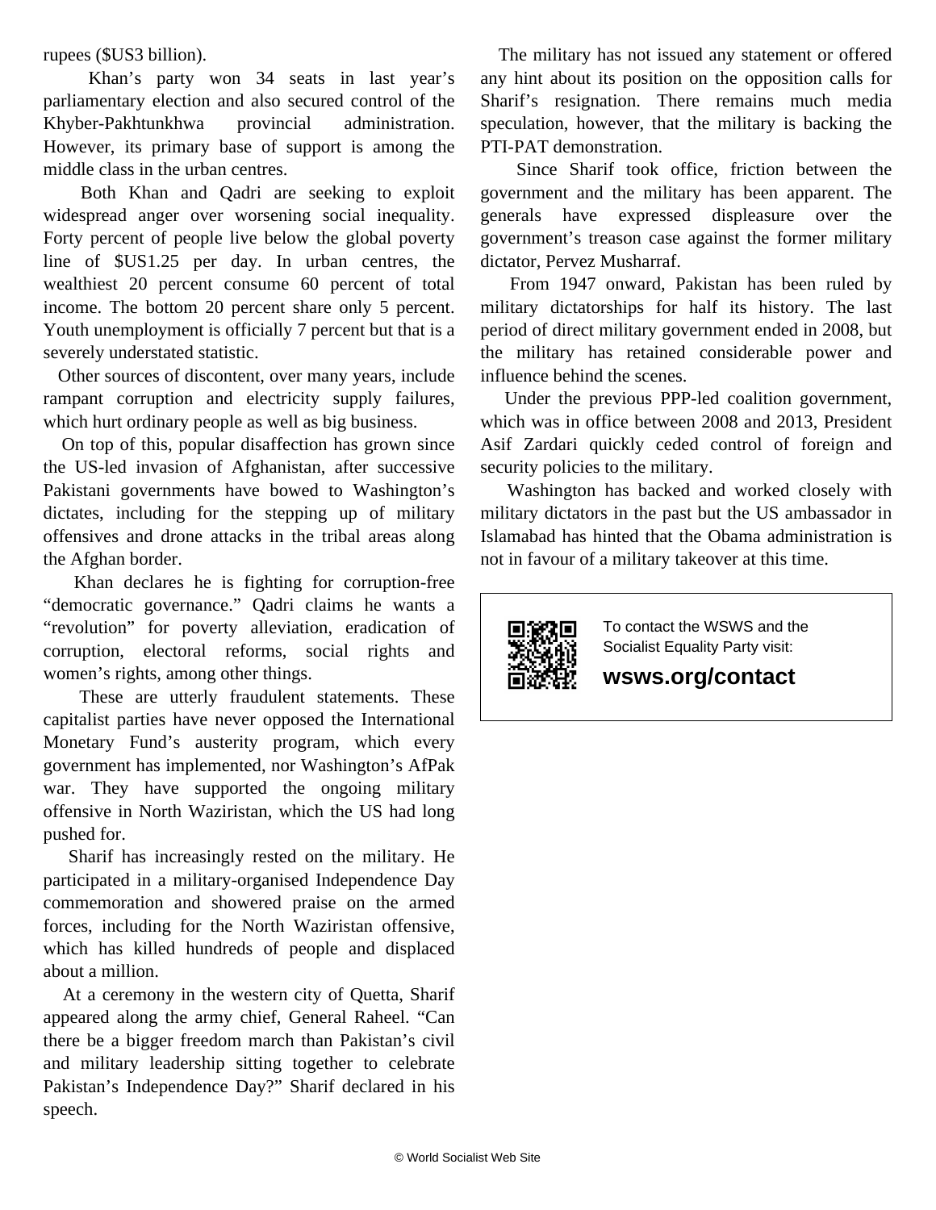rupees ($US3 billion).

Khan's party won 34 seats in last year's parliamentary election and also secured control of the Khyber-Pakhtunkhwa provincial administration. However, its primary base of support is among the middle class in the urban centres.

Both Khan and Qadri are seeking to exploit widespread anger over worsening social inequality. Forty percent of people live below the global poverty line of $US1.25 per day. In urban centres, the wealthiest 20 percent consume 60 percent of total income. The bottom 20 percent share only 5 percent. Youth unemployment is officially 7 percent but that is a severely understated statistic.

Other sources of discontent, over many years, include rampant corruption and electricity supply failures, which hurt ordinary people as well as big business.

On top of this, popular disaffection has grown since the US-led invasion of Afghanistan, after successive Pakistani governments have bowed to Washington's dictates, including for the stepping up of military offensives and drone attacks in the tribal areas along the Afghan border.

Khan declares he is fighting for corruption-free "democratic governance." Qadri claims he wants a "revolution" for poverty alleviation, eradication of corruption, electoral reforms, social rights and women's rights, among other things.

These are utterly fraudulent statements. These capitalist parties have never opposed the International Monetary Fund's austerity program, which every government has implemented, nor Washington's AfPak war. They have supported the ongoing military offensive in North Waziristan, which the US had long pushed for.

Sharif has increasingly rested on the military. He participated in a military-organised Independence Day commemoration and showered praise on the armed forces, including for the North Waziristan offensive, which has killed hundreds of people and displaced about a million.

At a ceremony in the western city of Quetta, Sharif appeared along the army chief, General Raheel. "Can there be a bigger freedom march than Pakistan's civil and military leadership sitting together to celebrate Pakistan's Independence Day?" Sharif declared in his speech.

The military has not issued any statement or offered any hint about its position on the opposition calls for Sharif's resignation. There remains much media speculation, however, that the military is backing the PTI-PAT demonstration.

Since Sharif took office, friction between the government and the military has been apparent. The generals have expressed displeasure over the government's treason case against the former military dictator, Pervez Musharraf.

From 1947 onward, Pakistan has been ruled by military dictatorships for half its history. The last period of direct military government ended in 2008, but the military has retained considerable power and influence behind the scenes.

Under the previous PPP-led coalition government, which was in office between 2008 and 2013, President Asif Zardari quickly ceded control of foreign and security policies to the military.

Washington has backed and worked closely with military dictators in the past but the US ambassador in Islamabad has hinted that the Obama administration is not in favour of a military takeover at this time.

To contact the WSWS and the Socialist Equality Party visit:

**wsws.org/contact**